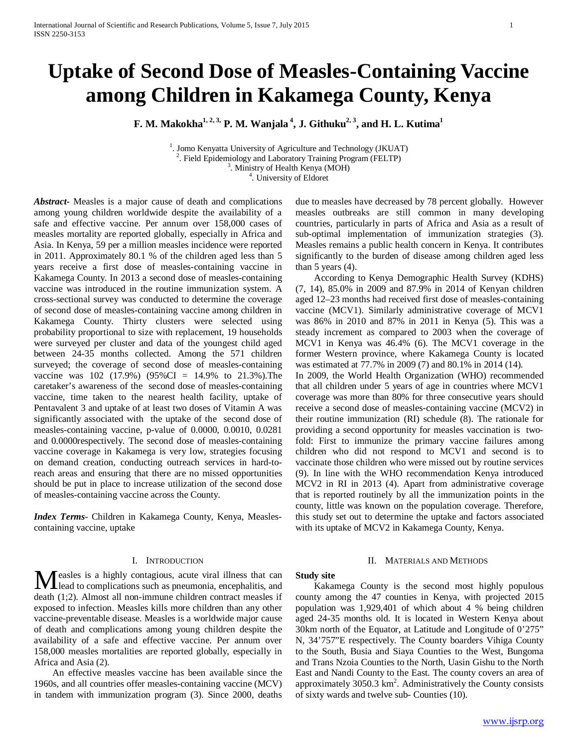# Uptake of Second Dose of Measles-Containing Vaccine among Children in Kakamega County, Kenya

**F. M. Makokha[1, 2, 3], P. M. Wanjala[4], J. Githuku[2, 3], and H. L. Kutima[1]**

[1]. Jomo Kenyatta University of Agriculture and Technology (JKUAT)
[2]. Field Epidemiology and Laboratory Training Program (FELTP)
[3]. Ministry of Health Kenya (MOH)
[4]. University of Eldoret

***Abstract*-** Measles is a major cause of death and complications among young children worldwide despite the availability of a safe and effective vaccine. Per annum over 158,000 cases of measles mortality are reported globally, especially in Africa and Asia. In Kenya, 59 per a million measles incidence were reported in 2011. Approximately 80.1 % of the children aged less than 5 years receive a first dose of measles-containing vaccine in Kakamega County. In 2013 a second dose of measles-containing vaccine was introduced in the routine immunization system. A cross-sectional survey was conducted to determine the coverage of second dose of measles-containing vaccine among children in Kakamega County. Thirty clusters were selected using probability proportional to size with replacement, 19 households were surveyed per cluster and data of the youngest child aged between 24-35 months collected. Among the 571 children surveyed; the coverage of second dose of measles-containing vaccine was 102 (17.9%) (95%CI = 14.9% to 21.3%).The caretaker's awareness of the second dose of measles-containing vaccine, time taken to the nearest health facility, uptake of Pentavalent 3 and uptake of at least two doses of Vitamin A was significantly associated with the uptake of the second dose of measles-containing vaccine, p-value of 0.0000, 0.0010, 0.0281 and 0.0000respectively. The second dose of measles-containing vaccine coverage in Kakamega is very low, strategies focusing on demand creation, conducting outreach services in hard-to-reach areas and ensuring that there are no missed opportunities should be put in place to increase utilization of the second dose of measles-containing vaccine across the County.

***Index Terms*-** Children in Kakamega County, Kenya, Measles-containing vaccine, uptake

## I. Introduction

Measles is a highly contagious, acute viral illness that can lead to complications such as pneumonia, encephalitis, and death (1;2). Almost all non-immune children contract measles if exposed to infection. Measles kills more children than any other vaccine-preventable disease. Measles is a worldwide major cause of death and complications among young children despite the availability of a safe and effective vaccine. Per annum over 158,000 measles mortalities are reported globally, especially in Africa and Asia (2).

An effective measles vaccine has been available since the 1960s, and all countries offer measles-containing vaccine (MCV) in tandem with immunization program (3). Since 2000, deaths due to measles have decreased by 78 percent globally. However measles outbreaks are still common in many developing countries, particularly in parts of Africa and Asia as a result of sub-optimal implementation of immunization strategies (3). Measles remains a public health concern in Kenya. It contributes significantly to the burden of disease among children aged less than 5 years (4).

According to Kenya Demographic Health Survey (KDHS) (7, 14), 85.0% in 2009 and 87.9% in 2014 of Kenyan children aged 12–23 months had received first dose of measles-containing vaccine (MCV1). Similarly administrative coverage of MCV1 was 86% in 2010 and 87% in 2011 in Kenya (5). This was a steady increment as compared to 2003 when the coverage of MCV1 in Kenya was 46.4% (6). The MCV1 coverage in the former Western province, where Kakamega County is located was estimated at 77.7% in 2009 (7) and 80.1% in 2014 (14).

In 2009, the World Health Organization (WHO) recommended that all children under 5 years of age in countries where MCV1 coverage was more than 80% for three consecutive years should receive a second dose of measles-containing vaccine (MCV2) in their routine immunization (RI) schedule (8). The rationale for providing a second opportunity for measles vaccination is two-fold: First to immunize the primary vaccine failures among children who did not respond to MCV1 and second is to vaccinate those children who were missed out by routine services (9). In line with the WHO recommendation Kenya introduced MCV2 in RI in 2013 (4). Apart from administrative coverage that is reported routinely by all the immunization points in the county, little was known on the population coverage. Therefore, this study set out to determine the uptake and factors associated with its uptake of MCV2 in Kakamega County, Kenya.

## II. Materials and Methods

**Study site**

Kakamega County is the second most highly populous county among the 47 counties in Kenya, with projected 2015 population was 1,929,401 of which about 4 % being children aged 24-35 months old. It is located in Western Kenya about 30km north of the Equator, at Latitude and Longitude of 0'275" N, 34'757"E respectively. The County boarders Vihiga County to the South, Busia and Siaya Counties to the West, Bungoma and Trans Nzoia Counties to the North, Uasin Gishu to the North East and Nandi County to the East. The county covers an area of approximately 3050.3 $km^2$. Administratively the County consists of sixty wards and twelve sub- Counties (10).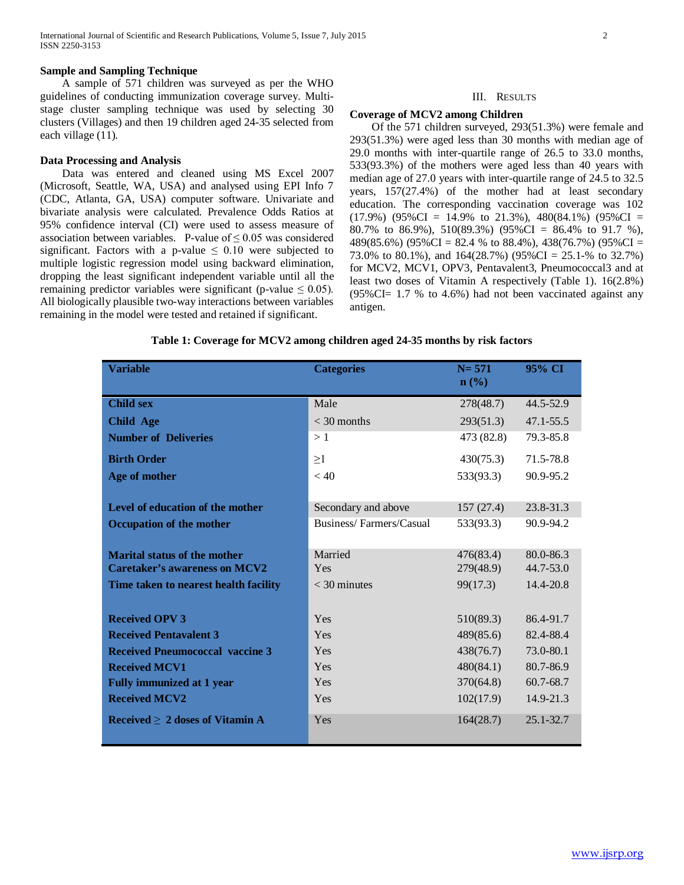### Sample and Sampling Technique

A sample of 571 children was surveyed as per the WHO guidelines of conducting immunization coverage survey. Multi-stage cluster sampling technique was used by selecting 30 clusters (Villages) and then 19 children aged 24-35 selected from each village (11).

### Data Processing and Analysis

Data was entered and cleaned using MS Excel 2007 (Microsoft, Seattle, WA, USA) and analysed using EPI Info 7 (CDC, Atlanta, GA, USA) computer software. Univariate and bivariate analysis were calculated. Prevalence Odds Ratios at 95% confidence interval (CI) were used to assess measure of association between variables. P-value of $\leq 0.05$ was considered significant. Factors with a p-value $\leq 0.10$ were subjected to multiple logistic regression model using backward elimination, dropping the least significant independent variable until all the remaining predictor variables were significant (p-value $\leq 0.05$). All biologically plausible two-way interactions between variables remaining in the model were tested and retained if significant.

## III. Results

### Coverage of MCV2 among Children

Of the 571 children surveyed, 293(51.3%) were female and 293(51.3%) were aged less than 30 months with median age of 29.0 months with inter-quartile range of 26.5 to 33.0 months, 533(93.3%) of the mothers were aged less than 40 years with median age of 27.0 years with inter-quartile range of 24.5 to 32.5 years, 157(27.4%) of the mother had at least secondary education. The corresponding vaccination coverage was 102 (17.9%) (95%CI = 14.9% to 21.3%), 480(84.1%) (95%CI = 80.7% to 86.9%), 510(89.3%) (95%CI = 86.4% to 91.7 %), 489(85.6%) (95%CI = 82.4 % to 88.4%), 438(76.7%) (95%CI = 73.0% to 80.1%), and 164(28.7%) (95%CI = 25.1-% to 32.7%) for MCV2, MCV1, OPV3, Pentavalent3, Pneumococcal3 and at least two doses of Vitamin A respectively (Table 1). 16(2.8%) (95%CI= 1.7 % to 4.6%) had not been vaccinated against any antigen.

**Table 1: Coverage for MCV2 among children aged 24-35 months by risk factors**

| Variable | Categories | N= 571 n (%) | 95% CI |
|---|---|---|---|
| Child sex | Male | 278(48.7) | 44.5-52.9 |
| Child Age | < 30 months | 293(51.3) | 47.1-55.5 |
| Number of Deliveries | > 1 | 473 (82.8) | 79.3-85.8 |
| Birth Order | ≥1 | 430(75.3) | 71.5-78.8 |
| Age of mother | < 40 | 533(93.3) | 90.9-95.2 |
| Level of education of the mother | Secondary and above | 157 (27.4) | 23.8-31.3 |
| Occupation of the mother | Business/ Farmers/Casual | 533(93.3) | 90.9-94.2 |
| Marital status of the mother | Married | 476(83.4) | 80.0-86.3 |
| Caretaker's awareness on MCV2 | Yes | 279(48.9) | 44.7-53.0 |
| Time taken to nearest health facility | < 30 minutes | 99(17.3) | 14.4-20.8 |
| Received OPV 3 | Yes | 510(89.3) | 86.4-91.7 |
| Received Pentavalent 3 | Yes | 489(85.6) | 82.4-88.4 |
| Received Pneumococcal vaccine 3 | Yes | 438(76.7) | 73.0-80.1 |
| Received MCV1 | Yes | 480(84.1) | 80.7-86.9 |
| Fully immunized at 1 year | Yes | 370(64.8) | 60.7-68.7 |
| Received MCV2 | Yes | 102(17.9) | 14.9-21.3 |
| Received ≥ 2 doses of Vitamin A | Yes | 164(28.7) | 25.1-32.7 |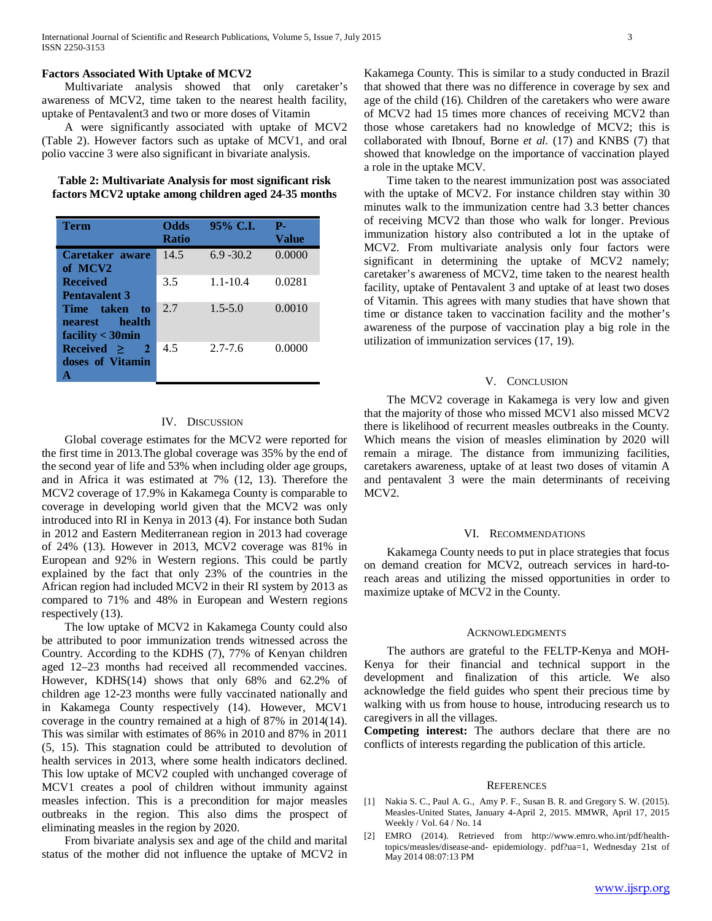### Factors Associated With Uptake of MCV2

Multivariate analysis showed that only caretaker's awareness of MCV2, time taken to the nearest health facility, uptake of Pentavalent3 and two or more doses of Vitamin A were significantly associated with uptake of MCV2 (Table 2). However factors such as uptake of MCV1, and oral polio vaccine 3 were also significant in bivariate analysis.

**Table 2: Multivariate Analysis for most significant risk factors MCV2 uptake among children aged 24-35 months**

| Term | Odds Ratio | 95% C.I. | P-Value |
|---|---|---|---|
| **Caretaker aware of MCV2** | 14.5 | 6.9 -30.2 | 0.0000 |
| **Received Pentavalent 3** | 3.5 | 1.1-10.4 | 0.0281 |
| **Time taken to nearest health facility < 30min** | 2.7 | 1.5-5.0 | 0.0010 |
| **Received ≥ 2 doses of Vitamin A** | 4.5 | 2.7-7.6 | 0.0000 |

## IV. Discussion

Global coverage estimates for the MCV2 were reported for the first time in 2013.The global coverage was 35% by the end of the second year of life and 53% when including older age groups, and in Africa it was estimated at 7% (12, 13). Therefore the MCV2 coverage of 17.9% in Kakamega County is comparable to coverage in developing world given that the MCV2 was only introduced into RI in Kenya in 2013 (4). For instance both Sudan in 2012 and Eastern Mediterranean region in 2013 had coverage of 24% (13). However in 2013, MCV2 coverage was 81% in European and 92% in Western regions. This could be partly explained by the fact that only 23% of the countries in the African region had included MCV2 in their RI system by 2013 as compared to 71% and 48% in European and Western regions respectively (13).

The low uptake of MCV2 in Kakamega County could also be attributed to poor immunization trends witnessed across the Country. According to the KDHS (7), 77% of Kenyan children aged 12–23 months had received all recommended vaccines. However, KDHS(14) shows that only 68% and 62.2% of children age 12-23 months were fully vaccinated nationally and in Kakamega County respectively (14). However, MCV1 coverage in the country remained at a high of 87% in 2014(14). This was similar with estimates of 86% in 2010 and 87% in 2011 (5, 15). This stagnation could be attributed to devolution of health services in 2013, where some health indicators declined. This low uptake of MCV2 coupled with unchanged coverage of MCV1 creates a pool of children without immunity against measles infection. This is a precondition for major measles outbreaks in the region. This also dims the prospect of eliminating measles in the region by 2020.

From bivariate analysis sex and age of the child and marital status of the mother did not influence the uptake of MCV2 in Kakamega County. This is similar to a study conducted in Brazil that showed that there was no difference in coverage by sex and age of the child (16). Children of the caretakers who were aware of MCV2 had 15 times more chances of receiving MCV2 than those whose caretakers had no knowledge of MCV2; this is collaborated with Ibnouf, Borne *et al.* (17) and KNBS (7) that showed that knowledge on the importance of vaccination played a role in the uptake MCV.

Time taken to the nearest immunization post was associated with the uptake of MCV2. For instance children stay within 30 minutes walk to the immunization centre had 3.3 better chances of receiving MCV2 than those who walk for longer. Previous immunization history also contributed a lot in the uptake of MCV2. From multivariate analysis only four factors were significant in determining the uptake of MCV2 namely; caretaker's awareness of MCV2, time taken to the nearest health facility, uptake of Pentavalent 3 and uptake of at least two doses of Vitamin. This agrees with many studies that have shown that time or distance taken to vaccination facility and the mother's awareness of the purpose of vaccination play a big role in the utilization of immunization services (17, 19).

## V. Conclusion

The MCV2 coverage in Kakamega is very low and given that the majority of those who missed MCV1 also missed MCV2 there is likelihood of recurrent measles outbreaks in the County. Which means the vision of measles elimination by 2020 will remain a mirage. The distance from immunizing facilities, caretakers awareness, uptake of at least two doses of vitamin A and pentavalent 3 were the main determinants of receiving MCV2.

## VI. Recommendations

Kakamega County needs to put in place strategies that focus on demand creation for MCV2, outreach services in hard-to-reach areas and utilizing the missed opportunities in order to maximize uptake of MCV2 in the County.

## Acknowledgments

The authors are grateful to the FELTP-Kenya and MOH-Kenya for their financial and technical support in the development and finalization of this article. We also acknowledge the field guides who spent their precious time by walking with us from house to house, introducing research us to caregivers in all the villages.

**Competing interest:** The authors declare that there are no conflicts of interests regarding the publication of this article.

## References

[1] Nakia S. C., Paul A. G., Amy P. F., Susan B. R. and Gregory S. W. (2015). Measles-United States, January 4-April 2, 2015. MMWR, April 17, 2015 Weekly / Vol. 64 / No. 14

[2] EMRO (2014). Retrieved from http://www.emro.who.int/pdf/health-topics/measles/disease-and- epidemiology. pdf?ua=1, Wednesday 21st of May 2014 08:07:13 PM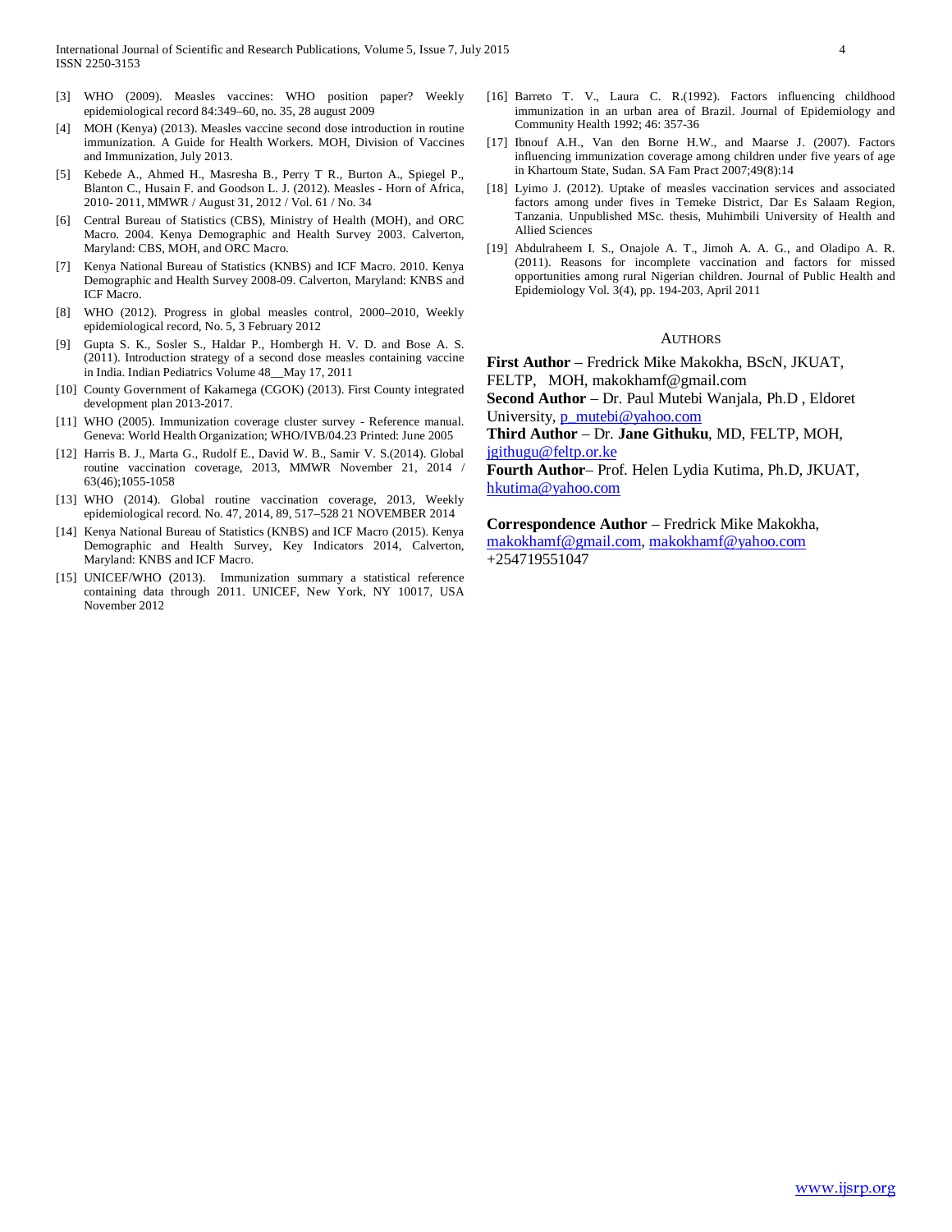[3] WHO (2009). Measles vaccines: WHO position paper? Weekly epidemiological record 84:349–60, no. 35, 28 august 2009

[4] MOH (Kenya) (2013). Measles vaccine second dose introduction in routine immunization. A Guide for Health Workers. MOH, Division of Vaccines and Immunization, July 2013.

[5] Kebede A., Ahmed H., Masresha B., Perry T R., Burton A., Spiegel P., Blanton C., Husain F. and Goodson L. J. (2012). Measles - Horn of Africa, 2010- 2011, MMWR / August 31, 2012 / Vol. 61 / No. 34

[6] Central Bureau of Statistics (CBS), Ministry of Health (MOH), and ORC Macro. 2004. Kenya Demographic and Health Survey 2003. Calverton, Maryland: CBS, MOH, and ORC Macro.

[7] Kenya National Bureau of Statistics (KNBS) and ICF Macro. 2010. Kenya Demographic and Health Survey 2008-09. Calverton, Maryland: KNBS and ICF Macro.

[8] WHO (2012). Progress in global measles control, 2000–2010, Weekly epidemiological record, No. 5, 3 February 2012

[9] Gupta S. K., Sosler S., Haldar P., Hombergh H. V. D. and Bose A. S. (2011). Introduction strategy of a second dose measles containing vaccine in India. Indian Pediatrics Volume 48__May 17, 2011

[10] County Government of Kakamega (CGOK) (2013). First County integrated development plan 2013-2017.

[11] WHO (2005). Immunization coverage cluster survey - Reference manual. Geneva: World Health Organization; WHO/IVB/04.23 Printed: June 2005

[12] Harris B. J., Marta G., Rudolf E., David W. B., Samir V. S.(2014). Global routine vaccination coverage, 2013, MMWR November 21, 2014 / 63(46);1055-1058

[13] WHO (2014). Global routine vaccination coverage, 2013, Weekly epidemiological record. No. 47, 2014, 89, 517–528 21 NOVEMBER 2014

[14] Kenya National Bureau of Statistics (KNBS) and ICF Macro (2015). Kenya Demographic and Health Survey, Key Indicators 2014, Calverton, Maryland: KNBS and ICF Macro.

[15] UNICEF/WHO (2013). Immunization summary a statistical reference containing data through 2011. UNICEF, New York, NY 10017, USA November 2012

[16] Barreto T. V., Laura C. R.(1992). Factors influencing childhood immunization in an urban area of Brazil. Journal of Epidemiology and Community Health 1992; 46: 357-36

[17] Ibnouf A.H., Van den Borne H.W., and Maarse J. (2007). Factors influencing immunization coverage among children under five years of age in Khartoum State, Sudan. SA Fam Pract 2007;49(8):14

[18] Lyimo J. (2012). Uptake of measles vaccination services and associated factors among under fives in Temeke District, Dar Es Salaam Region, Tanzania. Unpublished MSc. thesis, Muhimbili University of Health and Allied Sciences

[19] Abdulraheem I. S., Onajole A. T., Jimoh A. A. G., and Oladipo A. R. (2011). Reasons for incomplete vaccination and factors for missed opportunities among rural Nigerian children. Journal of Public Health and Epidemiology Vol. 3(4), pp. 194-203, April 2011

## AUTHORS

**First Author** – Fredrick Mike Makokha, BScN, JKUAT, FELTP, MOH, makokhamf@gmail.com

**Second Author** – Dr. Paul Mutebi Wanjala, Ph.D , Eldoret University, p_mutebi@yahoo.com

**Third Author** – Dr. **Jane Githuku**, MD, FELTP, MOH, jgithugu@feltp.or.ke

**Fourth Author**– Prof. Helen Lydia Kutima, Ph.D, JKUAT, hkutima@yahoo.com

**Correspondence Author** – Fredrick Mike Makokha, makokhamf@gmail.com, makokhamf@yahoo.com +254719551047